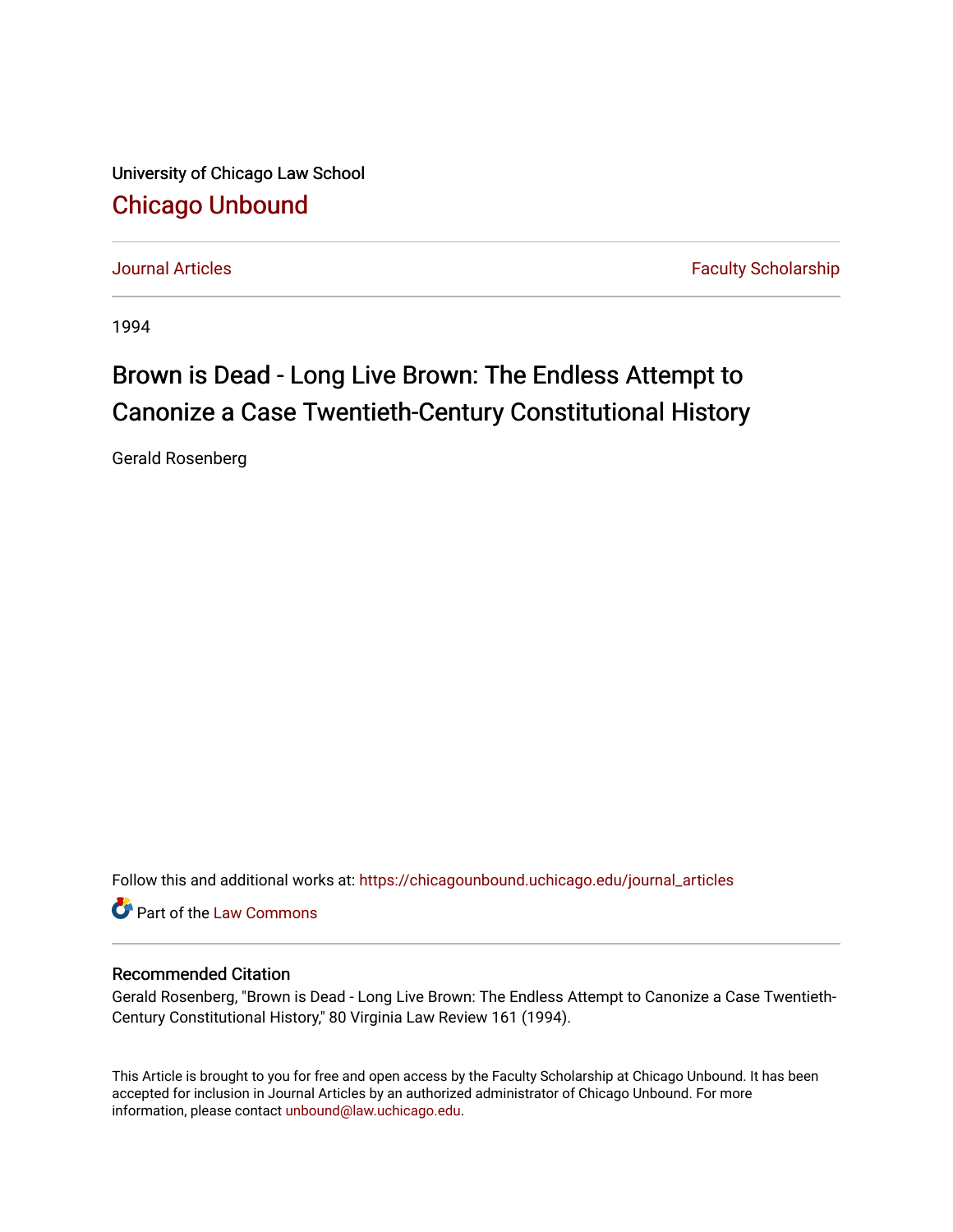University of Chicago Law School

## Chicago Unbound

Journal Articles | Faculty Scholarship

1994

# Brown is Dead - Long Live Brown: The Endless Attempt to Canonize a Case Twentieth-Century Constitutional History

Gerald Rosenberg

Follow this and additional works at: https://chicagounbound.uchicago.edu/journal_articles

Part of the Law Commons

### Recommended Citation

Gerald Rosenberg, "Brown is Dead - Long Live Brown: The Endless Attempt to Canonize a Case Twentieth-Century Constitutional History," 80 Virginia Law Review 161 (1994).

This Article is brought to you for free and open access by the Faculty Scholarship at Chicago Unbound. It has been accepted for inclusion in Journal Articles by an authorized administrator of Chicago Unbound. For more information, please contact unbound@law.uchicago.edu.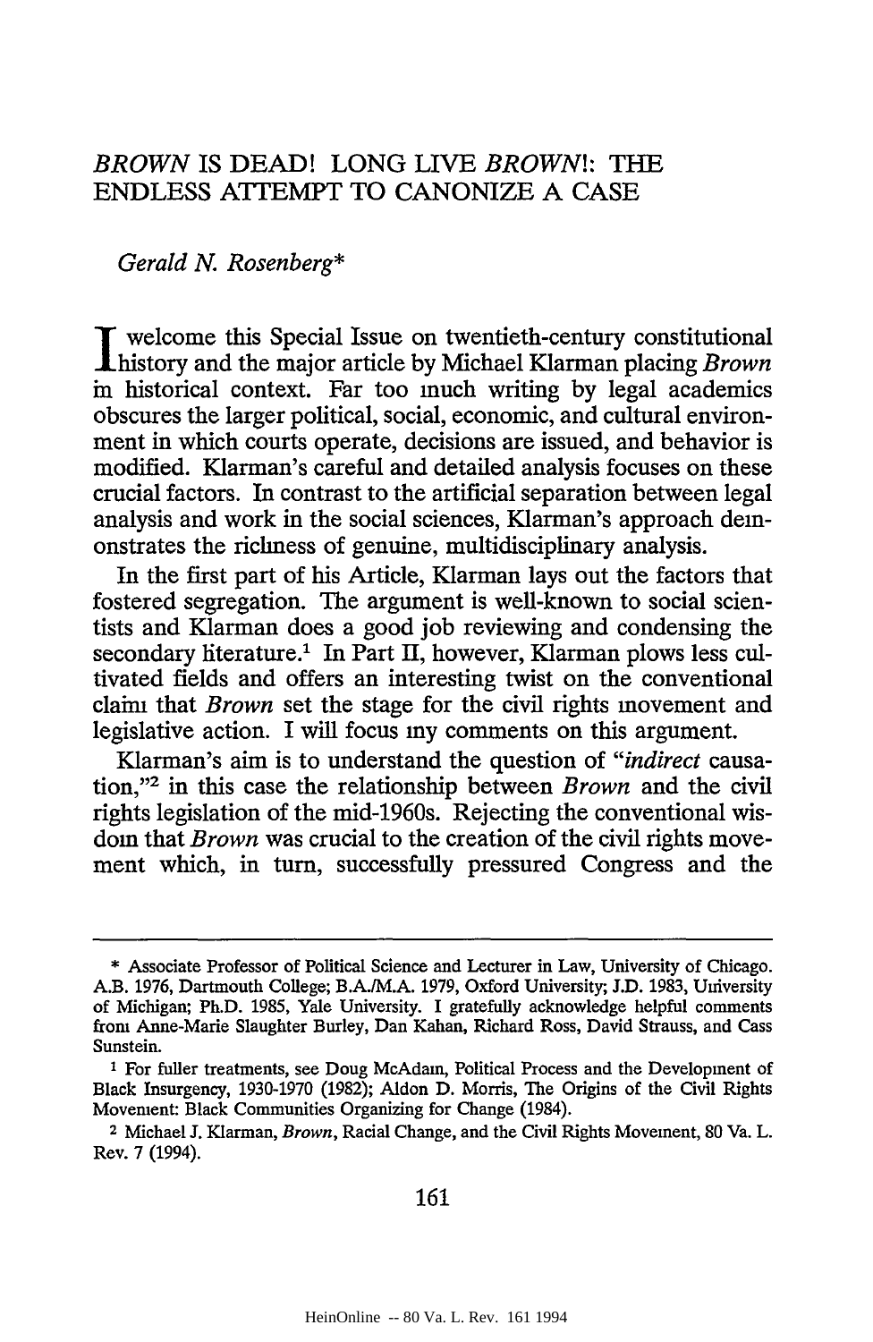# *BROWN* IS DEAD! LONG LIVE *BROWN*!: THE ENDLESS ATTEMPT TO CANONIZE A CASE

*Gerald N. Rosenberg**

I welcome this Special Issue on twentieth-century constitutional history and the major article by Michael Klarman placing *Brown* in historical context. Far too much writing by legal academics obscures the larger political, social, economic, and cultural environment in which courts operate, decisions are issued, and behavior is modified. Klarman's careful and detailed analysis focuses on these crucial factors. In contrast to the artificial separation between legal analysis and work in the social sciences, Klarman's approach demonstrates the richness of genuine, multidisciplinary analysis.

In the first part of his Article, Klarman lays out the factors that fostered segregation. The argument is well-known to social scientists and Klarman does a good job reviewing and condensing the secondary literature.[1] In Part II, however, Klarman plows less cultivated fields and offers an interesting twist on the conventional claim that *Brown* set the stage for the civil rights movement and legislative action. I will focus my comments on this argument.

Klarman's aim is to understand the question of "*indirect* causation,"[2] in this case the relationship between *Brown* and the civil rights legislation of the mid-1960s. Rejecting the conventional wisdom that *Brown* was crucial to the creation of the civil rights movement which, in turn, successfully pressured Congress and the

---

\* Associate Professor of Political Science and Lecturer in Law, University of Chicago. A.B. 1976, Dartmouth College; B.A./M.A. 1979, Oxford University; J.D. 1983, University of Michigan; Ph.D. 1985, Yale University. I gratefully acknowledge helpful comments from Anne-Marie Slaughter Burley, Dan Kahan, Richard Ross, David Strauss, and Cass Sunstein.

[1] For fuller treatments, see Doug McAdam, Political Process and the Development of Black Insurgency, 1930-1970 (1982); Aldon D. Morris, The Origins of the Civil Rights Movement: Black Communities Organizing for Change (1984).

[2] Michael J. Klarman, *Brown*, Racial Change, and the Civil Rights Movement, 80 Va. L. Rev. 7 (1994).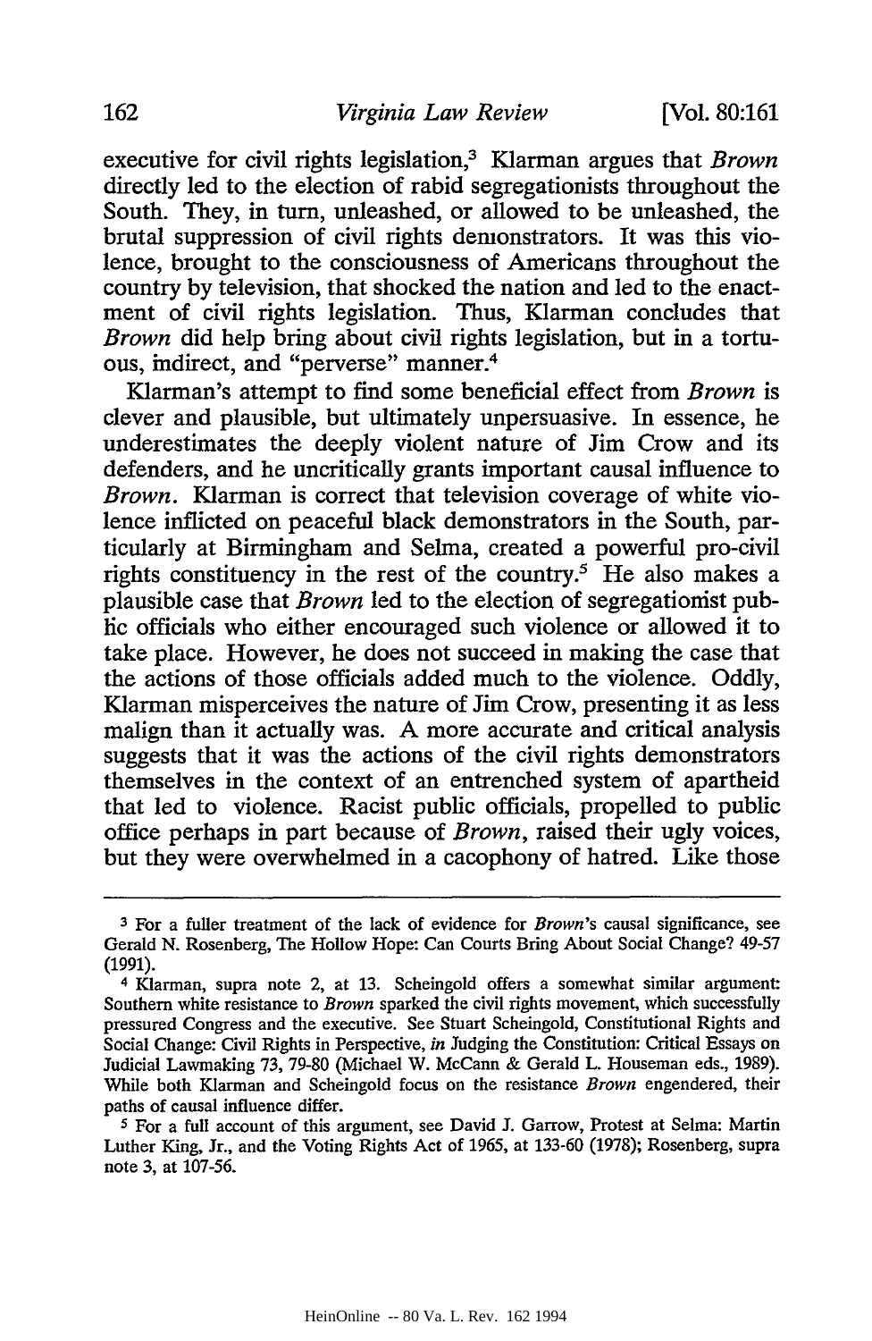executive for civil rights legislation,[3] Klarman argues that *Brown* directly led to the election of rabid segregationists throughout the South. They, in turn, unleashed, or allowed to be unleashed, the brutal suppression of civil rights demonstrators. It was this violence, brought to the consciousness of Americans throughout the country by television, that shocked the nation and led to the enactment of civil rights legislation. Thus, Klarman concludes that *Brown* did help bring about civil rights legislation, but in a tortuous, indirect, and "perverse" manner.[4]

Klarman's attempt to find some beneficial effect from *Brown* is clever and plausible, but ultimately unpersuasive. In essence, he underestimates the deeply violent nature of Jim Crow and its defenders, and he uncritically grants important causal influence to *Brown*. Klarman is correct that television coverage of white violence inflicted on peaceful black demonstrators in the South, particularly at Birmingham and Selma, created a powerful pro-civil rights constituency in the rest of the country.[5] He also makes a plausible case that *Brown* led to the election of segregationist public officials who either encouraged such violence or allowed it to take place. However, he does not succeed in making the case that the actions of those officials added much to the violence. Oddly, Klarman misperceives the nature of Jim Crow, presenting it as less malign than it actually was. A more accurate and critical analysis suggests that it was the actions of the civil rights demonstrators themselves in the context of an entrenched system of apartheid that led to violence. Racist public officials, propelled to public office perhaps in part because of *Brown*, raised their ugly voices, but they were overwhelmed in a cacophony of hatred. Like those

---

[3] For a fuller treatment of the lack of evidence for *Brown*'s causal significance, see Gerald N. Rosenberg, The Hollow Hope: Can Courts Bring About Social Change? 49-57 (1991).

[4] Klarman, supra note 2, at 13. Scheingold offers a somewhat similar argument: Southern white resistance to *Brown* sparked the civil rights movement, which successfully pressured Congress and the executive. See Stuart Scheingold, Constitutional Rights and Social Change: Civil Rights in Perspective, *in* Judging the Constitution: Critical Essays on Judicial Lawmaking 73, 79-80 (Michael W. McCann & Gerald L. Houseman eds., 1989). While both Klarman and Scheingold focus on the resistance *Brown* engendered, their paths of causal influence differ.

[5] For a full account of this argument, see David J. Garrow, Protest at Selma: Martin Luther King, Jr., and the Voting Rights Act of 1965, at 133-60 (1978); Rosenberg, supra note 3, at 107-56.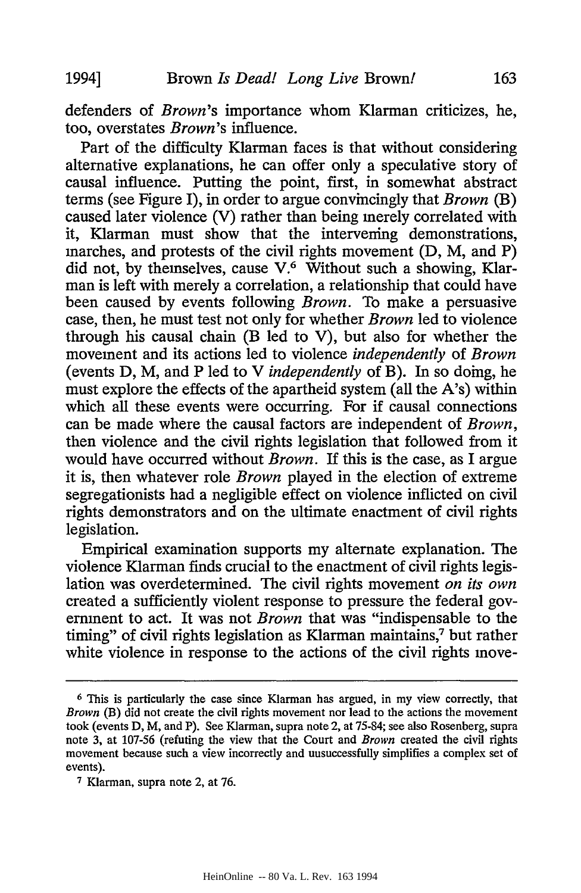defenders of *Brown*'s importance whom Klarman criticizes, he, too, overstates *Brown*'s influence.

Part of the difficulty Klarman faces is that without considering alternative explanations, he can offer only a speculative story of causal influence. Putting the point, first, in somewhat abstract terms (see Figure I), in order to argue convincingly that *Brown* (B) caused later violence (V) rather than being merely correlated with it, Klarman must show that the intervening demonstrations, marches, and protests of the civil rights movement (D, M, and P) did not, by themselves, cause V.[6] Without such a showing, Klarman is left with merely a correlation, a relationship that could have been caused by events following *Brown*. To make a persuasive case, then, he must test not only for whether *Brown* led to violence through his causal chain (B led to V), but also for whether the movement and its actions led to violence *independently* of *Brown* (events D, M, and P led to V *independently* of B). In so doing, he must explore the effects of the apartheid system (all the A's) within which all these events were occurring. For if causal connections can be made where the causal factors are independent of *Brown*, then violence and the civil rights legislation that followed from it would have occurred without *Brown*. If this is the case, as I argue it is, then whatever role *Brown* played in the election of extreme segregationists had a negligible effect on violence inflicted on civil rights demonstrators and on the ultimate enactment of civil rights legislation.

Empirical examination supports my alternate explanation. The violence Klarman finds crucial to the enactment of civil rights legislation was overdetermined. The civil rights movement *on its own* created a sufficiently violent response to pressure the federal government to act. It was not *Brown* that was "indispensable to the timing" of civil rights legislation as Klarman maintains,[7] but rather white violence in response to the actions of the civil rights move-

---

[6] This is particularly the case since Klarman has argued, in my view correctly, that *Brown* (B) did not create the civil rights movement nor lead to the actions the movement took (events D, M, and P). See Klarman, supra note 2, at 75-84; see also Rosenberg, supra note 3, at 107-56 (refuting the view that the Court and *Brown* created the civil rights movement because such a view incorrectly and uusuccessfully simplifies a complex set of events).

[7] Klarman, supra note 2, at 76.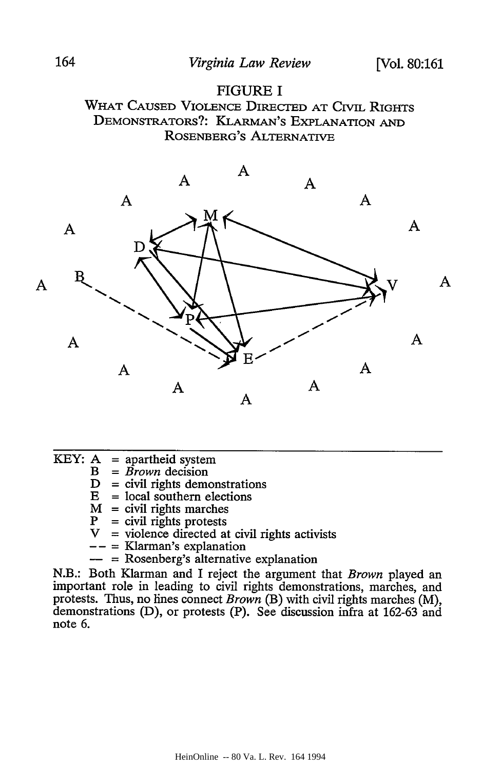## FIGURE I

### WHAT CAUSED VIOLENCE DIRECTED AT CIVIL RIGHTS DEMONSTRATORS?: KLARMAN'S EXPLANATION AND ROSENBERG'S ALTERNATIVE

KEY: A = apartheid system
B = *Brown* decision
D = civil rights demonstrations
E = local southern elections
M = civil rights marches
P = civil rights protests
V = violence directed at civil rights activists
-- = Klarman's explanation
— = Rosenberg's alternative explanation

N.B.: Both Klarman and I reject the argument that *Brown* played an important role in leading to civil rights demonstrations, marches, and protests. Thus, no lines connect *Brown* (B) with civil rights marches (M), demonstrations (D), or protests (P). See discussion infra at 162-63 and note 6.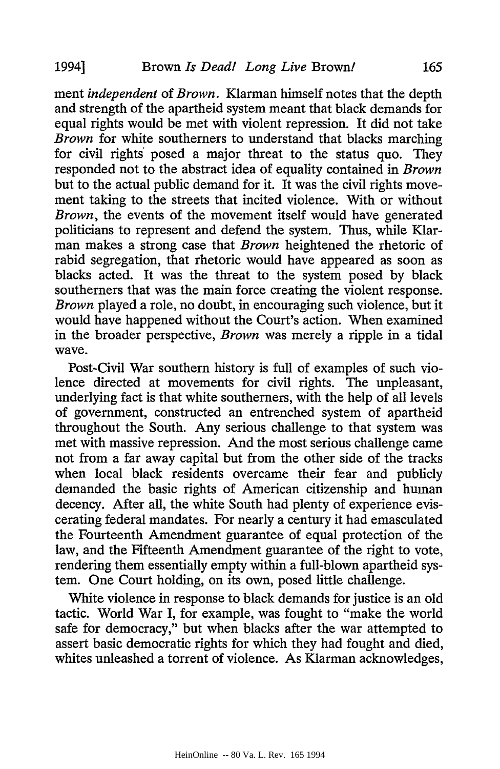ment *independent* of *Brown*. Klarman himself notes that the depth and strength of the apartheid system meant that black demands for equal rights would be met with violent repression. It did not take *Brown* for white southerners to understand that blacks marching for civil rights posed a major threat to the status quo. They responded not to the abstract idea of equality contained in *Brown* but to the actual public demand for it. It was the civil rights movement taking to the streets that incited violence. With or without *Brown*, the events of the movement itself would have generated politicians to represent and defend the system. Thus, while Klarman makes a strong case that *Brown* heightened the rhetoric of rabid segregation, that rhetoric would have appeared as soon as blacks acted. It was the threat to the system posed by black southerners that was the main force creating the violent response. *Brown* played a role, no doubt, in encouraging such violence, but it would have happened without the Court's action. When examined in the broader perspective, *Brown* was merely a ripple in a tidal wave.

Post-Civil War southern history is full of examples of such violence directed at movements for civil rights. The unpleasant, underlying fact is that white southerners, with the help of all levels of government, constructed an entrenched system of apartheid throughout the South. Any serious challenge to that system was met with massive repression. And the most serious challenge came not from a far away capital but from the other side of the tracks when local black residents overcame their fear and publicly demanded the basic rights of American citizenship and human decency. After all, the white South had plenty of experience eviscerating federal mandates. For nearly a century it had emasculated the Fourteenth Amendment guarantee of equal protection of the law, and the Fifteenth Amendment guarantee of the right to vote, rendering them essentially empty within a full-blown apartheid system. One Court holding, on its own, posed little challenge.

White violence in response to black demands for justice is an old tactic. World War I, for example, was fought to "make the world safe for democracy," but when blacks after the war attempted to assert basic democratic rights for which they had fought and died, whites unleashed a torrent of violence. As Klarman acknowledges,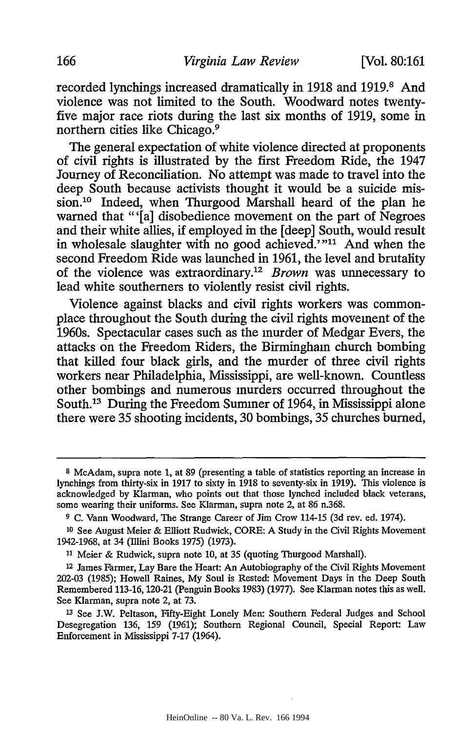recorded lynchings increased dramatically in 1918 and 1919.[8] And violence was not limited to the South. Woodward notes twenty-five major race riots during the last six months of 1919, some in northern cities like Chicago.[9]

The general expectation of white violence directed at proponents of civil rights is illustrated by the first Freedom Ride, the 1947 Journey of Reconciliation. No attempt was made to travel into the deep South because activists thought it would be a suicide mission.[10] Indeed, when Thurgood Marshall heard of the plan he warned that "'[a] disobedience movement on the part of Negroes and their white allies, if employed in the [deep] South, would result in wholesale slaughter with no good achieved.'"[11] And when the second Freedom Ride was launched in 1961, the level and brutality of the violence was extraordinary.[12] *Brown* was unnecessary to lead white southerners to violently resist civil rights.

Violence against blacks and civil rights workers was commonplace throughout the South during the civil rights movement of the 1960s. Spectacular cases such as the murder of Medgar Evers, the attacks on the Freedom Riders, the Birmingham church bombing that killed four black girls, and the murder of three civil rights workers near Philadelphia, Mississippi, are well-known. Countless other bombings and numerous murders occurred throughout the South.[13] During the Freedom Summer of 1964, in Mississippi alone there were 35 shooting incidents, 30 bombings, 35 churches burned,

---

[8] McAdam, supra note 1, at 89 (presenting a table of statistics reporting an increase in lynchings from thirty-six in 1917 to sixty in 1918 to seventy-six in 1919). This violence is acknowledged by Klarman, who points out that those lynched included black veterans, some wearing their uniforms. See Klarman, supra note 2, at 86 n.368.

[9] C. Vann Woodward, The Strange Career of Jim Crow 114-15 (3d rev. ed. 1974).

[10] See August Meier & Elliott Rudwick, CORE: A Study in the Civil Rights Movement 1942-1968, at 34 (Illini Books 1975) (1973).

[11] Meier & Rudwick, supra note 10, at 35 (quoting Thurgood Marshall).

[12] James Farmer, Lay Bare the Heart: An Autobiography of the Civil Rights Movement 202-03 (1985); Howell Raines, My Soul is Rested: Movement Days in the Deep South Remembered 113-16, 120-21 (Penguin Books 1983) (1977). See Klarman notes this as well. See Klarman, supra note 2, at 73.

[13] See J.W. Peltason, Fifty-Eight Lonely Men: Southern Federal Judges and School Desegregation 136, 159 (1961); Southern Regional Council, Special Report: Law Enforcement in Mississippi 7-17 (1964).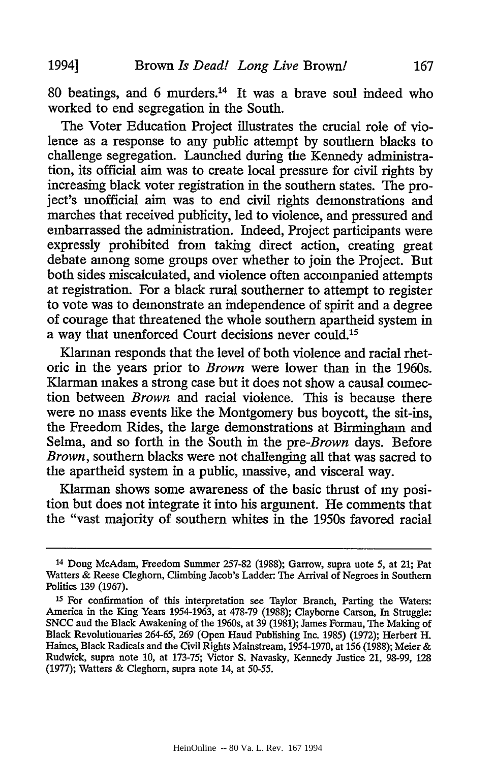80 beatings, and 6 murders.[14] It was a brave soul indeed who worked to end segregation in the South.

The Voter Education Project illustrates the crucial role of violence as a response to any public attempt by southern blacks to challenge segregation. Launched during the Kennedy administration, its official aim was to create local pressure for civil rights by increasing black voter registration in the southern states. The project's unofficial aim was to end civil rights demonstrations and marches that received publicity, led to violence, and pressured and embarrassed the administration. Indeed, Project participants were expressly prohibited from taking direct action, creating great debate among some groups over whether to join the Project. But both sides miscalculated, and violence often accompanied attempts at registration. For a black rural southerner to attempt to register to vote was to demonstrate an independence of spirit and a degree of courage that threatened the whole southern apartheid system in a way that unenforced Court decisions never could.[15]

Klarman responds that the level of both violence and racial rhetoric in the years prior to *Brown* were lower than in the 1960s. Klarman makes a strong case but it does not show a causal connection between *Brown* and racial violence. This is because there were no mass events like the Montgomery bus boycott, the sit-ins, the Freedom Rides, the large demonstrations at Birmingham and Selma, and so forth in the South in the pre-*Brown* days. Before *Brown*, southern blacks were not challenging all that was sacred to the apartheid system in a public, massive, and visceral way.

Klarman shows some awareness of the basic thrust of my position but does not integrate it into his argument. He comments that the "vast majority of southern whites in the 1950s favored racial

---

[14] Doug McAdam, Freedom Summer 257-82 (1988); Garrow, supra note 5, at 21; Pat Watters & Reese Cleghorn, Climbing Jacob's Ladder: The Arrival of Negroes in Southern Politics 139 (1967).

[15] For confirmation of this interpretation see Taylor Branch, Parting the Waters: America in the King Years 1954-1963, at 478-79 (1988); Clayborne Carson, In Struggle: SNCC and the Black Awakening of the 1960s, at 39 (1981); James Forman, The Making of Black Revolutionaries 264-65, 269 (Open Hand Publishing Inc. 1985) (1972); Herbert H. Haines, Black Radicals and the Civil Rights Mainstream, 1954-1970, at 156 (1988); Meier & Rudwick, supra note 10, at 173-75; Victor S. Navasky, Kennedy Justice 21, 98-99, 128 (1977); Watters & Cleghorn, supra note 14, at 50-55.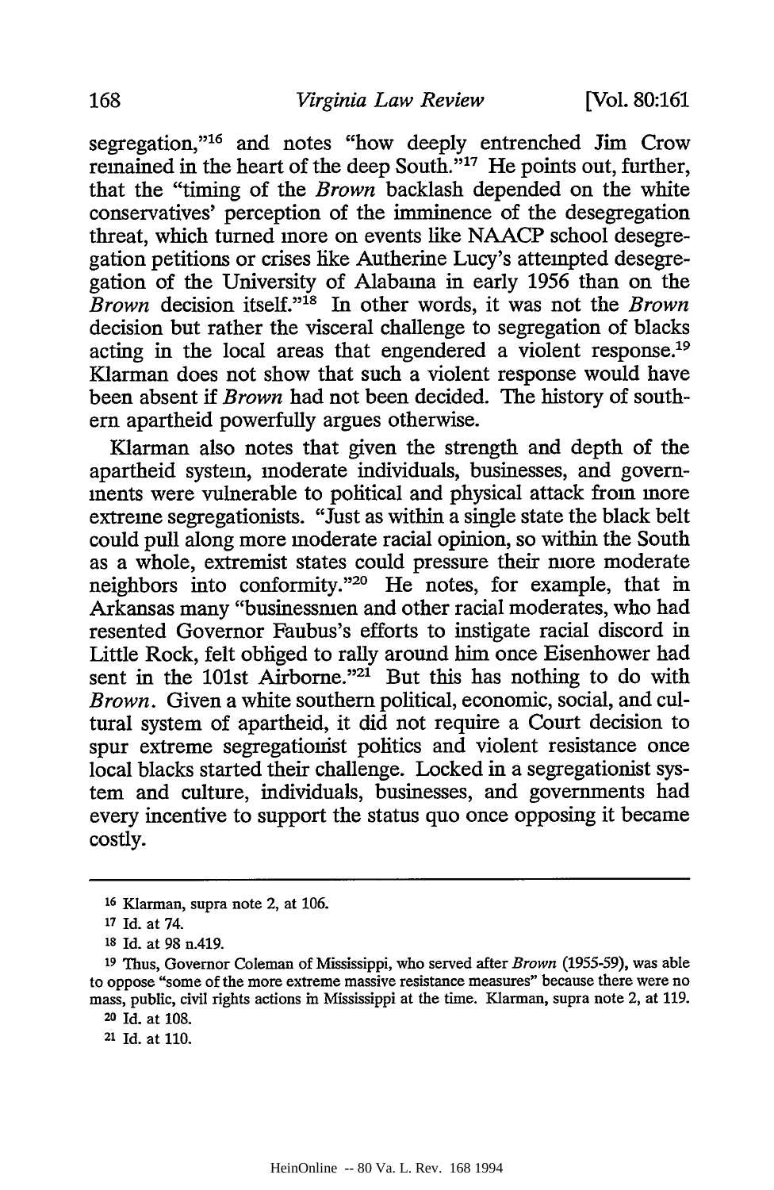segregation,"[16] and notes "how deeply entrenched Jim Crow remained in the heart of the deep South."[17] He points out, further, that the "timing of the *Brown* backlash depended on the white conservatives' perception of the imminence of the desegregation threat, which turned more on events like NAACP school desegregation petitions or crises like Autherine Lucy's attempted desegregation of the University of Alabama in early 1956 than on the *Brown* decision itself."[18] In other words, it was not the *Brown* decision but rather the visceral challenge to segregation of blacks acting in the local areas that engendered a violent response.[19] Klarman does not show that such a violent response would have been absent if *Brown* had not been decided. The history of southern apartheid powerfully argues otherwise.

Klarman also notes that given the strength and depth of the apartheid system, moderate individuals, businesses, and governments were vulnerable to political and physical attack from more extreme segregationists. "Just as within a single state the black belt could pull along more moderate racial opinion, so within the South as a whole, extremist states could pressure their more moderate neighbors into conformity."[20] He notes, for example, that in Arkansas many "businessmen and other racial moderates, who had resented Governor Faubus's efforts to instigate racial discord in Little Rock, felt obliged to rally around him once Eisenhower had sent in the 101st Airborne."[21] But this has nothing to do with *Brown*. Given a white southern political, economic, social, and cultural system of apartheid, it did not require a Court decision to spur extreme segregationist politics and violent resistance once local blacks started their challenge. Locked in a segregationist system and culture, individuals, businesses, and governments had every incentive to support the status quo once opposing it became costly.

---

[16] Klarman, supra note 2, at 106.

[17] Id. at 74.

[18] Id. at 98 n.419.

[19] Thus, Governor Coleman of Mississippi, who served after *Brown* (1955-59), was able to oppose "some of the more extreme massive resistance measures" because there were no mass, public, civil rights actions in Mississippi at the time. Klarman, supra note 2, at 119.

[20] Id. at 108.

[21] Id. at 110.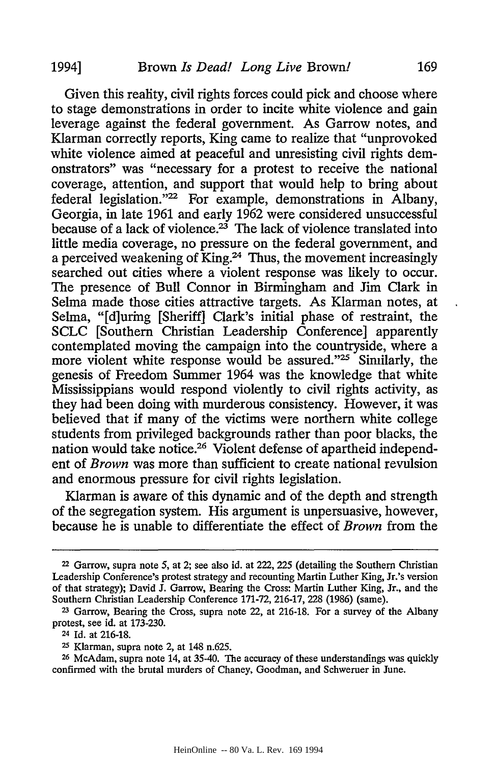Given this reality, civil rights forces could pick and choose where to stage demonstrations in order to incite white violence and gain leverage against the federal government. As Garrow notes, and Klarman correctly reports, King came to realize that "unprovoked white violence aimed at peaceful and unresisting civil rights demonstrators" was "necessary for a protest to receive the national coverage, attention, and support that would help to bring about federal legislation."[22] For example, demonstrations in Albany, Georgia, in late 1961 and early 1962 were considered unsuccessful because of a lack of violence.[23] The lack of violence translated into little media coverage, no pressure on the federal government, and a perceived weakening of King.[24] Thus, the movement increasingly searched out cities where a violent response was likely to occur. The presence of Bull Connor in Birmingham and Jim Clark in Selma made those cities attractive targets. As Klarman notes, at Selma, "[d]uring [Sheriff] Clark's initial phase of restraint, the SCLC [Southern Christian Leadership Conference] apparently contemplated moving the campaign into the countryside, where a more violent white response would be assured."[25] Similarly, the genesis of Freedom Summer 1964 was the knowledge that white Mississippians would respond violently to civil rights activity, as they had been doing with murderous consistency. However, it was believed that if many of the victims were northern white college students from privileged backgrounds rather than poor blacks, the nation would take notice.[26] Violent defense of apartheid independent of *Brown* was more than sufficient to create national revulsion and enormous pressure for civil rights legislation.

Klarman is aware of this dynamic and of the depth and strength of the segregation system. His argument is unpersuasive, however, because he is unable to differentiate the effect of *Brown* from the

---

[22] Garrow, supra note 5, at 2; see also id. at 222, 225 (detailing the Southern Christian Leadership Conference's protest strategy and recounting Martin Luther King, Jr.'s version of that strategy); David J. Garrow, Bearing the Cross: Martin Luther King, Jr., and the Southern Christian Leadership Conference 171-72, 216-17, 228 (1986) (same).

[23] Garrow, Bearing the Cross, supra note 22, at 216-18. For a survey of the Albany protest, see id. at 173-230.

[24] Id. at 216-18.

[25] Klarman, supra note 2, at 148 n.625.

[26] McAdam, supra note 14, at 35-40. The accuracy of these understandings was quickly confirmed with the brutal murders of Chaney, Goodman, and Schweruer in June.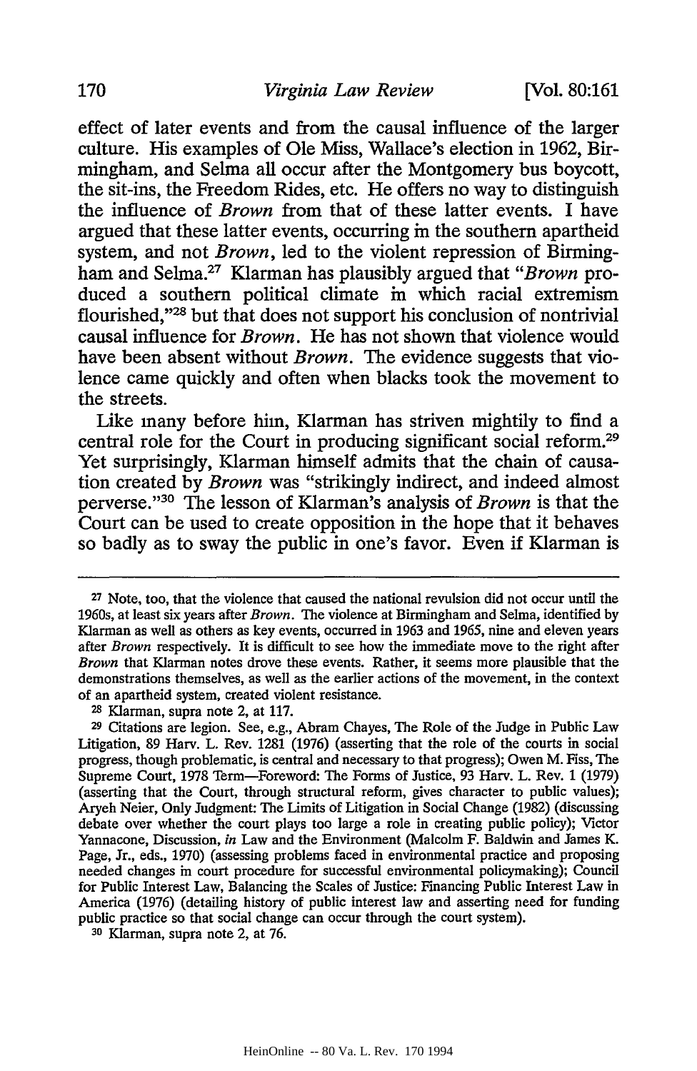effect of later events and from the causal influence of the larger culture. His examples of Ole Miss, Wallace's election in 1962, Birmingham, and Selma all occur after the Montgomery bus boycott, the sit-ins, the Freedom Rides, etc. He offers no way to distinguish the influence of *Brown* from that of these latter events. I have argued that these latter events, occurring in the southern apartheid system, and not *Brown*, led to the violent repression of Birmingham and Selma.[27] Klarman has plausibly argued that "*Brown* produced a southern political climate in which racial extremism flourished,"[28] but that does not support his conclusion of nontrivial causal influence for *Brown*. He has not shown that violence would have been absent without *Brown*. The evidence suggests that violence came quickly and often when blacks took the movement to the streets.

Like many before him, Klarman has striven mightily to find a central role for the Court in producing significant social reform.[29] Yet surprisingly, Klarman himself admits that the chain of causation created by *Brown* was "strikingly indirect, and indeed almost perverse."[30] The lesson of Klarman's analysis of *Brown* is that the Court can be used to create opposition in the hope that it behaves so badly as to sway the public in one's favor. Even if Klarman is

---

[27] Note, too, that the violence that caused the national revulsion did not occur until the 1960s, at least six years after *Brown*. The violence at Birmingham and Selma, identified by Klarman as well as others as key events, occurred in 1963 and 1965, nine and eleven years after *Brown* respectively. It is difficult to see how the immediate move to the right after *Brown* that Klarman notes drove these events. Rather, it seems more plausible that the demonstrations themselves, as well as the earlier actions of the movement, in the context of an apartheid system, created violent resistance.

[28] Klarman, supra note 2, at 117.

[29] Citations are legion. See, e.g., Abram Chayes, The Role of the Judge in Public Law Litigation, 89 Harv. L. Rev. 1281 (1976) (asserting that the role of the courts in social progress, though problematic, is central and necessary to that progress); Owen M. Fiss, The Supreme Court, 1978 Term—Foreword: The Forms of Justice, 93 Harv. L. Rev. 1 (1979) (asserting that the Court, through structural reform, gives character to public values); Aryeh Neier, Only Judgment: The Limits of Litigation in Social Change (1982) (discussing debate over whether the court plays too large a role in creating public policy); Victor Yannacone, Discussion, *in* Law and the Environment (Malcolm F. Baldwin and James K. Page, Jr., eds., 1970) (assessing problems faced in environmental practice and proposing needed changes in court procedure for successful environmental policymaking); Council for Public Interest Law, Balancing the Scales of Justice: Financing Public Interest Law in America (1976) (detailing history of public interest law and asserting need for funding public practice so that social change can occur through the court system).

[30] Klarman, supra note 2, at 76.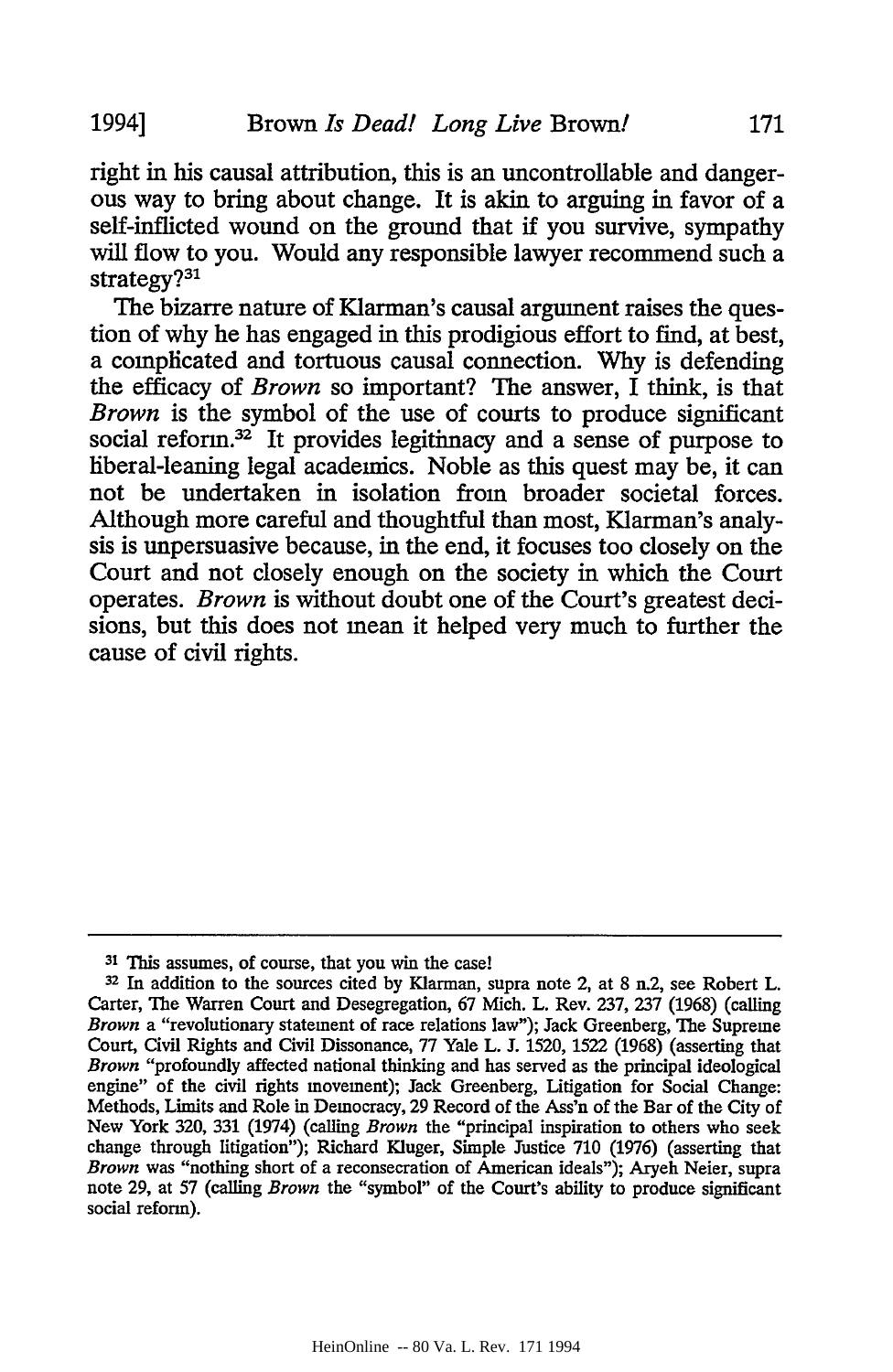right in his causal attribution, this is an uncontrollable and dangerous way to bring about change. It is akin to arguing in favor of a self-inflicted wound on the ground that if you survive, sympathy will flow to you. Would any responsible lawyer recommend such a strategy?[31]

The bizarre nature of Klarman's causal argument raises the question of why he has engaged in this prodigious effort to find, at best, a complicated and tortuous causal connection. Why is defending the efficacy of *Brown* so important? The answer, I think, is that *Brown* is the symbol of the use of courts to produce significant social reform.[32] It provides legitimacy and a sense of purpose to liberal-leaning legal academics. Noble as this quest may be, it can not be undertaken in isolation from broader societal forces. Although more careful and thoughtful than most, Klarman's analysis is unpersuasive because, in the end, it focuses too closely on the Court and not closely enough on the society in which the Court operates. *Brown* is without doubt one of the Court's greatest decisions, but this does not mean it helped very much to further the cause of civil rights.

---

[31] This assumes, of course, that you win the case!

[32] In addition to the sources cited by Klarman, supra note 2, at 8 n.2, see Robert L. Carter, The Warren Court and Desegregation, 67 Mich. L. Rev. 237, 237 (1968) (calling *Brown* a "revolutionary statement of race relations law"); Jack Greenberg, The Supreme Court, Civil Rights and Civil Dissonance, 77 Yale L. J. 1520, 1522 (1968) (asserting that *Brown* "profoundly affected national thinking and has served as the principal ideological engine" of the civil rights movement); Jack Greenberg, Litigation for Social Change: Methods, Limits and Role in Democracy, 29 Record of the Ass'n of the Bar of the City of New York 320, 331 (1974) (calling *Brown* the "principal inspiration to others who seek change through litigation"); Richard Kluger, Simple Justice 710 (1976) (asserting that *Brown* was "nothing short of a reconsecration of American ideals"); Aryeh Neier, supra note 29, at 57 (calling *Brown* the "symbol" of the Court's ability to produce significant social reform).